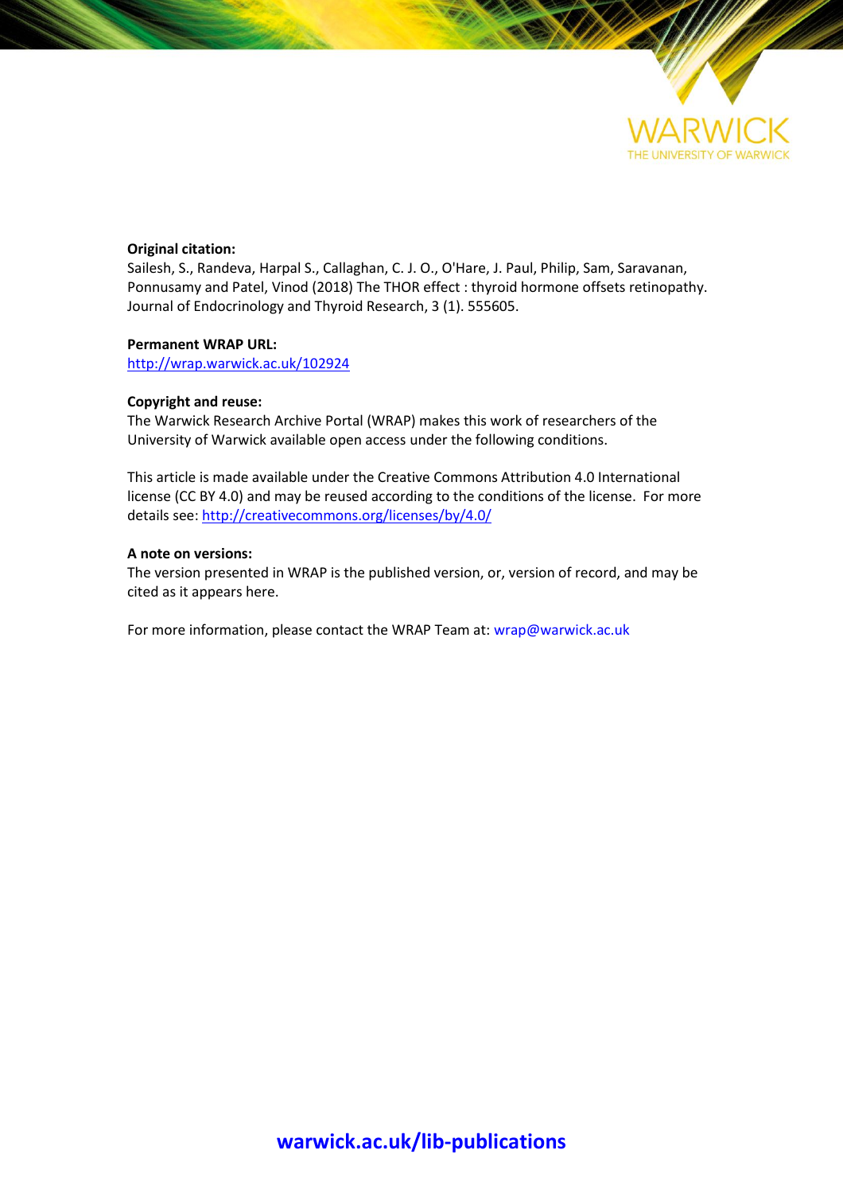**Original citation:**

Sailesh, S., Randeva, Harpal S., Callaghan, C. J. O., O'Hare, J. Paul, Philip, Sam, Saravanan, Ponnusamy and Patel, Vinod (2018) The THOR effect : thyroid hormone offsets retinopathy. Journal of Endocrinology and Thyroid Research, 3 (1). 555605.

**Permanent WRAP URL:**

http://wrap.warwick.ac.uk/102924

**Copyright and reuse:**

The Warwick Research Archive Portal (WRAP) makes this work of researchers of the University of Warwick available open access under the following conditions.

This article is made available under the Creative Commons Attribution 4.0 International license (CC BY 4.0) and may be reused according to the conditions of the license. For more details see: http://creativecommons.org/licenses/by/4.0/

**A note on versions:**

The version presented in WRAP is the published version, or, version of record, and may be cited as it appears here.

For more information, please contact the WRAP Team at: wrap@warwick.ac.uk

**warwick.ac.uk/lib-publications**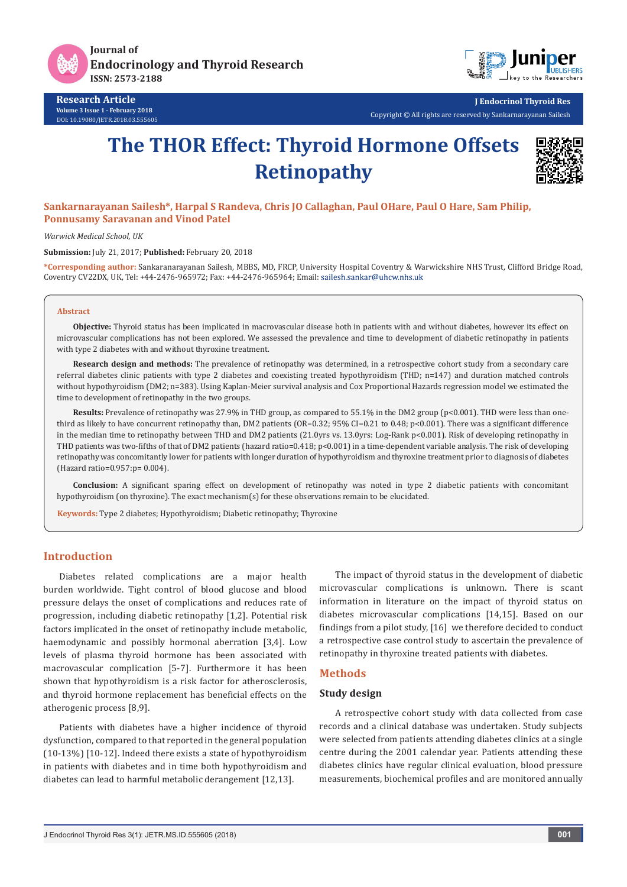# The THOR Effect: Thyroid Hormone Offsets Retinopathy

**Sankarnarayanan Sailesh*, Harpal S Randeva, Chris JO Callaghan, Paul OHare, Paul O Hare, Sam Philip, Ponnusamy Saravanan and Vinod Patel**

*Warwick Medical School, UK*

**Submission:** July 21, 2017; **Published:** February 20, 2018

***Corresponding author:** Sankaranarayanan Sailesh, MBBS, MD, FRCP, University Hospital Coventry & Warwickshire NHS Trust, Clifford Bridge Road, Coventry CV22DX, UK, Tel: +44-2476-965972; Fax: +44-2476-965964; Email: sailesh.sankar@uhcw.nhs.uk

## Abstract

**Objective:** Thyroid status has been implicated in macrovascular disease both in patients with and without diabetes, however its effect on microvascular complications has not been explored. We assessed the prevalence and time to development of diabetic retinopathy in patients with type 2 diabetes with and without thyroxine treatment.

**Research design and methods:** The prevalence of retinopathy was determined, in a retrospective cohort study from a secondary care referral diabetes clinic patients with type 2 diabetes and coexisting treated hypothyroidism (THD; n=147) and duration matched controls without hypothyroidism (DM2; n=383). Using Kaplan-Meier survival analysis and Cox Proportional Hazards regression model we estimated the time to development of retinopathy in the two groups.

**Results:** Prevalence of retinopathy was 27.9% in THD group, as compared to 55.1% in the DM2 group (p<0.001). THD were less than one-third as likely to have concurrent retinopathy than, DM2 patients (OR=0.32; 95% CI=0.21 to 0.48; p<0.001). There was a significant difference in the median time to retinopathy between THD and DM2 patients (21.0yrs vs. 13.0yrs: Log-Rank p<0.001). Risk of developing retinopathy in THD patients was two-fifths of that of DM2 patients (hazard ratio=0.418; p<0.001) in a time-dependent variable analysis. The risk of developing retinopathy was concomitantly lower for patients with longer duration of hypothyroidism and thyroxine treatment prior to diagnosis of diabetes (Hazard ratio=0.957:p= 0.004).

**Conclusion:** A significant sparing effect on development of retinopathy was noted in type 2 diabetic patients with concomitant hypothyroidism (on thyroxine). The exact mechanism(s) for these observations remain to be elucidated.

**Keywords:** Type 2 diabetes; Hypothyroidism; Diabetic retinopathy; Thyroxine

## Introduction

Diabetes related complications are a major health burden worldwide. Tight control of blood glucose and blood pressure delays the onset of complications and reduces rate of progression, including diabetic retinopathy [1,2]. Potential risk factors implicated in the onset of retinopathy include metabolic, haemodynamic and possibly hormonal aberration [3,4]. Low levels of plasma thyroid hormone has been associated with macrovascular complication [5-7]. Furthermore it has been shown that hypothyroidism is a risk factor for atherosclerosis, and thyroid hormone replacement has beneficial effects on the atherogenic process [8,9].

Patients with diabetes have a higher incidence of thyroid dysfunction, compared to that reported in the general population (10-13%) [10-12]. Indeed there exists a state of hypothyroidism in patients with diabetes and in time both hypothyroidism and diabetes can lead to harmful metabolic derangement [12,13].

The impact of thyroid status in the development of diabetic microvascular complications is unknown. There is scant information in literature on the impact of thyroid status on diabetes microvascular complications [14,15]. Based on our findings from a pilot study, [16] we therefore decided to conduct a retrospective case control study to ascertain the prevalence of retinopathy in thyroxine treated patients with diabetes.

## Methods

### Study design

A retrospective cohort study with data collected from case records and a clinical database was undertaken. Study subjects were selected from patients attending diabetes clinics at a single centre during the 2001 calendar year. Patients attending these diabetes clinics have regular clinical evaluation, blood pressure measurements, biochemical profiles and are monitored annually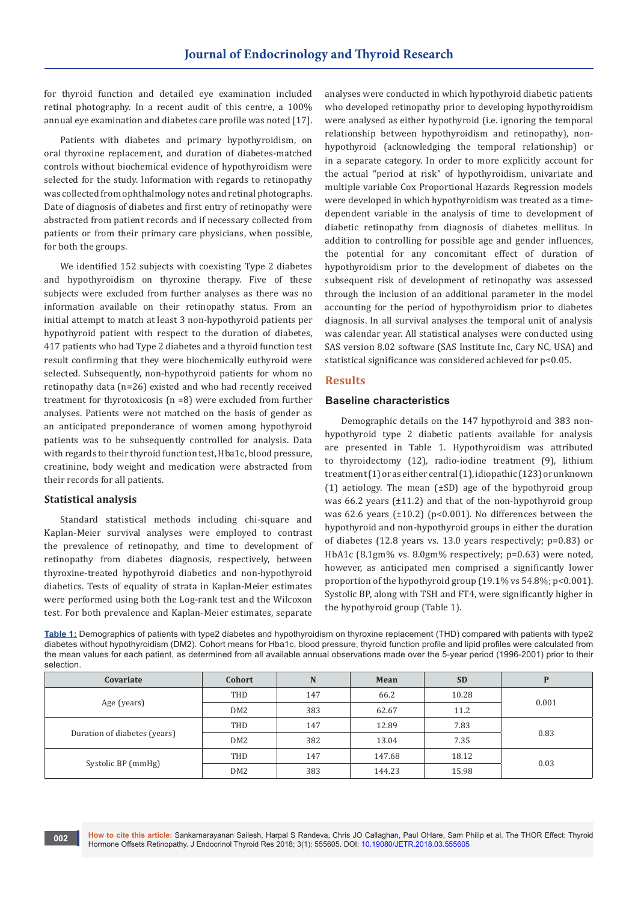for thyroid function and detailed eye examination included retinal photography. In a recent audit of this centre, a 100% annual eye examination and diabetes care profile was noted [17].

Patients with diabetes and primary hypothyroidism, on oral thyroxine replacement, and duration of diabetes-matched controls without biochemical evidence of hypothyroidism were selected for the study. Information with regards to retinopathy was collected from ophthalmology notes and retinal photographs. Date of diagnosis of diabetes and first entry of retinopathy were abstracted from patient records and if necessary collected from patients or from their primary care physicians, when possible, for both the groups.

We identified 152 subjects with coexisting Type 2 diabetes and hypothyroidism on thyroxine therapy. Five of these subjects were excluded from further analyses as there was no information available on their retinopathy status. From an initial attempt to match at least 3 non-hypothyroid patients per hypothyroid patient with respect to the duration of diabetes, 417 patients who had Type 2 diabetes and a thyroid function test result confirming that they were biochemically euthyroid were selected. Subsequently, non-hypothyroid patients for whom no retinopathy data (n=26) existed and who had recently received treatment for thyrotoxicosis (n =8) were excluded from further analyses. Patients were not matched on the basis of gender as an anticipated preponderance of women among hypothyroid patients was to be subsequently controlled for analysis. Data with regards to their thyroid function test, Hba1c, blood pressure, creatinine, body weight and medication were abstracted from their records for all patients.

### Statistical analysis

Standard statistical methods including chi-square and Kaplan-Meier survival analyses were employed to contrast the prevalence of retinopathy, and time to development of retinopathy from diabetes diagnosis, respectively, between thyroxine-treated hypothyroid diabetics and non-hypothyroid diabetics. Tests of equality of strata in Kaplan-Meier estimates were performed using both the Log-rank test and the Wilcoxon test. For both prevalence and Kaplan-Meier estimates, separate analyses were conducted in which hypothyroid diabetic patients who developed retinopathy prior to developing hypothyroidism were analysed as either hypothyroid (i.e. ignoring the temporal relationship between hypothyroidism and retinopathy), non-hypothyroid (acknowledging the temporal relationship) or in a separate category. In order to more explicitly account for the actual "period at risk" of hypothyroidism, univariate and multiple variable Cox Proportional Hazards Regression models were developed in which hypothyroidism was treated as a time-dependent variable in the analysis of time to development of diabetic retinopathy from diagnosis of diabetes mellitus. In addition to controlling for possible age and gender influences, the potential for any concomitant effect of duration of hypothyroidism prior to the development of diabetes on the subsequent risk of development of retinopathy was assessed through the inclusion of an additional parameter in the model accounting for the period of hypothyroidism prior to diabetes diagnosis. In all survival analyses the temporal unit of analysis was calendar year. All statistical analyses were conducted using SAS version 8.02 software (SAS Institute Inc, Cary NC, USA) and statistical significance was considered achieved for $p<0.05$.

## Results

### Baseline characteristics

Demographic details on the 147 hypothyroid and 383 non-hypothyroid type 2 diabetic patients available for analysis are presented in Table 1. Hypothyroidism was attributed to thyroidectomy (12), radio-iodine treatment (9), lithium treatment (1) or as either central (1), idiopathic (123) or unknown (1) aetiology. The mean (±SD) age of the hypothyroid group was 66.2 years (±11.2) and that of the non-hypothyroid group was 62.6 years (±10.2) ($p<0.001$). No differences between the hypothyroid and non-hypothyroid groups in either the duration of diabetes (12.8 years vs. 13.0 years respectively; p=0.83) or HbA1c (8.1gm% vs. 8.0gm% respectively; p=0.63) were noted, however, as anticipated men comprised a significantly lower proportion of the hypothyroid group (19.1% vs 54.8%; $p<0.001$). Systolic BP, along with TSH and FT4, were significantly higher in the hypothyroid group (Table 1).

**Table 1:** Demographics of patients with type2 diabetes and hypothyroidism on thyroxine replacement (THD) compared with patients with type2 diabetes without hypothyroidism (DM2). Cohort means for Hba1c, blood pressure, thyroid function profile and lipid profiles were calculated from the mean values for each patient, as determined from all available annual observations made over the 5-year period (1996-2001) prior to their selection.

| Covariate | Cohort | N | Mean | SD | P |
|---|---|---|---|---|---|
| Age (years) | THD | 147 | 66.2 | 10.28 | 0.001 |
| | DM2 | 383 | 62.67 | 11.2 | |
| Duration of diabetes (years) | THD | 147 | 12.89 | 7.83 | 0.83 |
| | DM2 | 382 | 13.04 | 7.35 | |
| Systolic BP (mmHg) | THD | 147 | 147.68 | 18.12 | 0.03 |
| | DM2 | 383 | 144.23 | 15.98 | |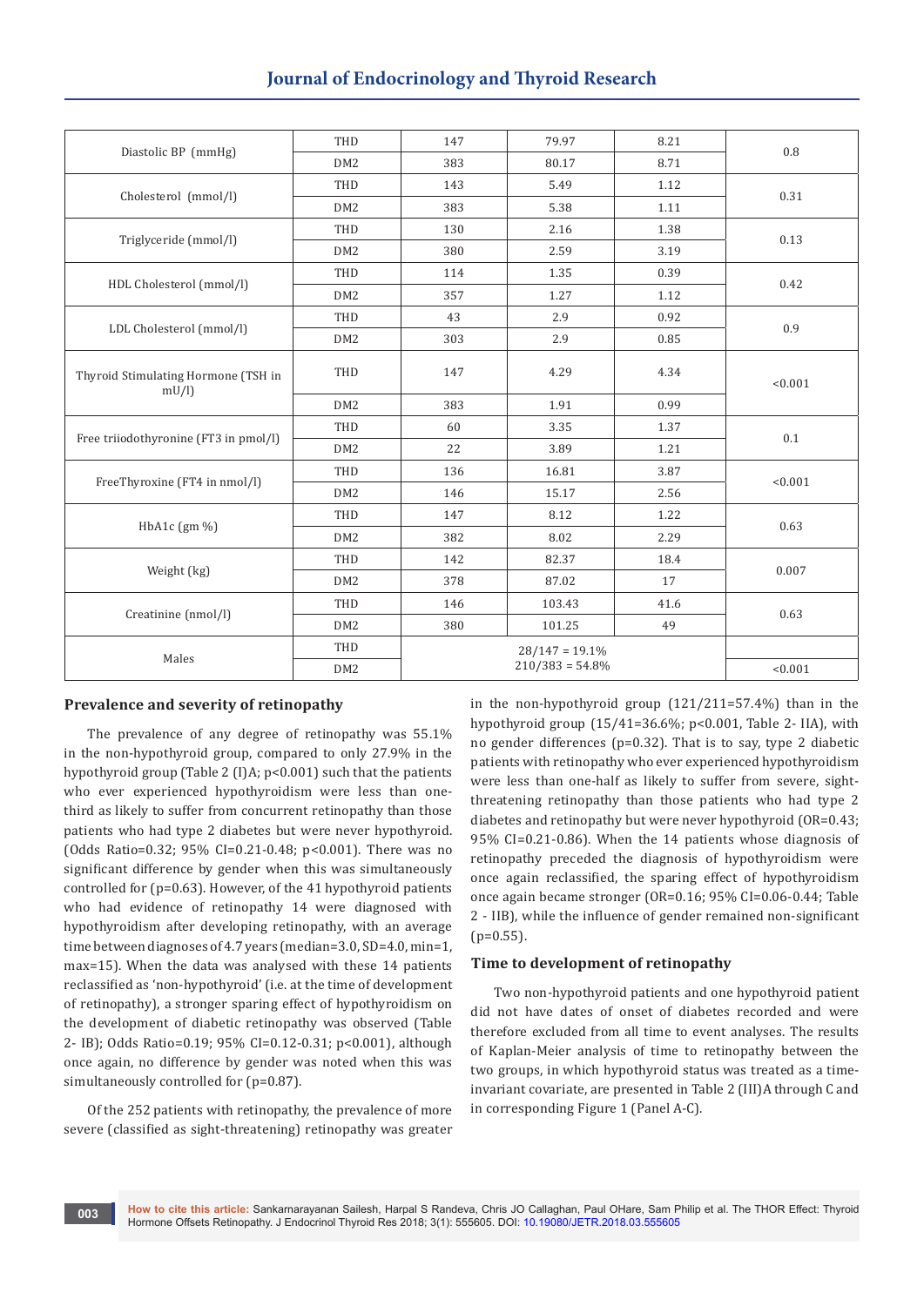| | | | | | |
|---|---|---|---|---|---|
| Diastolic BP (mmHg) | THD | 147 | 79.97 | 8.21 | 0.8 |
| | DM2 | 383 | 80.17 | 8.71 | |
| Cholesterol (mmol/l) | THD | 143 | 5.49 | 1.12 | 0.31 |
| | DM2 | 383 | 5.38 | 1.11 | |
| Triglyceride (mmol/l) | THD | 130 | 2.16 | 1.38 | 0.13 |
| | DM2 | 380 | 2.59 | 3.19 | |
| HDL Cholesterol (mmol/l) | THD | 114 | 1.35 | 0.39 | 0.42 |
| | DM2 | 357 | 1.27 | 1.12 | |
| LDL Cholesterol (mmol/l) | THD | 43 | 2.9 | 0.92 | 0.9 |
| | DM2 | 303 | 2.9 | 0.85 | |
| Thyroid Stimulating Hormone (TSH in mU/l) | THD | 147 | 4.29 | 4.34 | <0.001 |
| | DM2 | 383 | 1.91 | 0.99 | |
| Free triiodothyronine (FT3 in pmol/l) | THD | 60 | 3.35 | 1.37 | 0.1 |
| | DM2 | 22 | 3.89 | 1.21 | |
| FreeThyroxine (FT4 in nmol/l) | THD | 136 | 16.81 | 3.87 | <0.001 |
| | DM2 | 146 | 15.17 | 2.56 | |
| HbA1c (gm %) | THD | 147 | 8.12 | 1.22 | 0.63 |
| | DM2 | 382 | 8.02 | 2.29 | |
| Weight (kg) | THD | 142 | 82.37 | 18.4 | 0.007 |
| | DM2 | 378 | 87.02 | 17 | |
| Creatinine (nmol/l) | THD | 146 | 103.43 | 41.6 | 0.63 |
| | DM2 | 380 | 101.25 | 49 | |
| Males | THD | 28/147 = 19.1% | | | |
| | DM2 | 210/383 = 54.8% | | | <0.001 |

### Prevalence and severity of retinopathy

The prevalence of any degree of retinopathy was 55.1% in the non-hypothyroid group, compared to only 27.9% in the hypothyroid group (Table 2 (I)A; p<0.001) such that the patients who ever experienced hypothyroidism were less than one-third as likely to suffer from concurrent retinopathy than those patients who had type 2 diabetes but were never hypothyroid. (Odds Ratio=0.32; 95% CI=0.21-0.48; p<0.001). There was no significant difference by gender when this was simultaneously controlled for (p=0.63). However, of the 41 hypothyroid patients who had evidence of retinopathy 14 were diagnosed with hypothyroidism after developing retinopathy, with an average time between diagnoses of 4.7 years (median=3.0, SD=4.0, min=1, max=15). When the data was analysed with these 14 patients reclassified as 'non-hypothyroid' (i.e. at the time of development of retinopathy), a stronger sparing effect of hypothyroidism on the development of diabetic retinopathy was observed (Table 2- IB); Odds Ratio=0.19; 95% CI=0.12-0.31; p<0.001), although once again, no difference by gender was noted when this was simultaneously controlled for (p=0.87).

Of the 252 patients with retinopathy, the prevalence of more severe (classified as sight-threatening) retinopathy was greater in the non-hypothyroid group (121/211=57.4%) than in the hypothyroid group (15/41=36.6%; p<0.001, Table 2- IIA), with no gender differences (p=0.32). That is to say, type 2 diabetic patients with retinopathy who ever experienced hypothyroidism were less than one-half as likely to suffer from severe, sight-threatening retinopathy than those patients who had type 2 diabetes and retinopathy but were never hypothyroid (OR=0.43; 95% CI=0.21-0.86). When the 14 patients whose diagnosis of retinopathy preceded the diagnosis of hypothyroidism were once again reclassified, the sparing effect of hypothyroidism once again became stronger (OR=0.16; 95% CI=0.06-0.44; Table 2 - IIB), while the influence of gender remained non-significant (p=0.55).

### Time to development of retinopathy

Two non-hypothyroid patients and one hypothyroid patient did not have dates of onset of diabetes recorded and were therefore excluded from all time to event analyses. The results of Kaplan-Meier analysis of time to retinopathy between the two groups, in which hypothyroid status was treated as a time-invariant covariate, are presented in Table 2 (III)A through C and in corresponding Figure 1 (Panel A-C).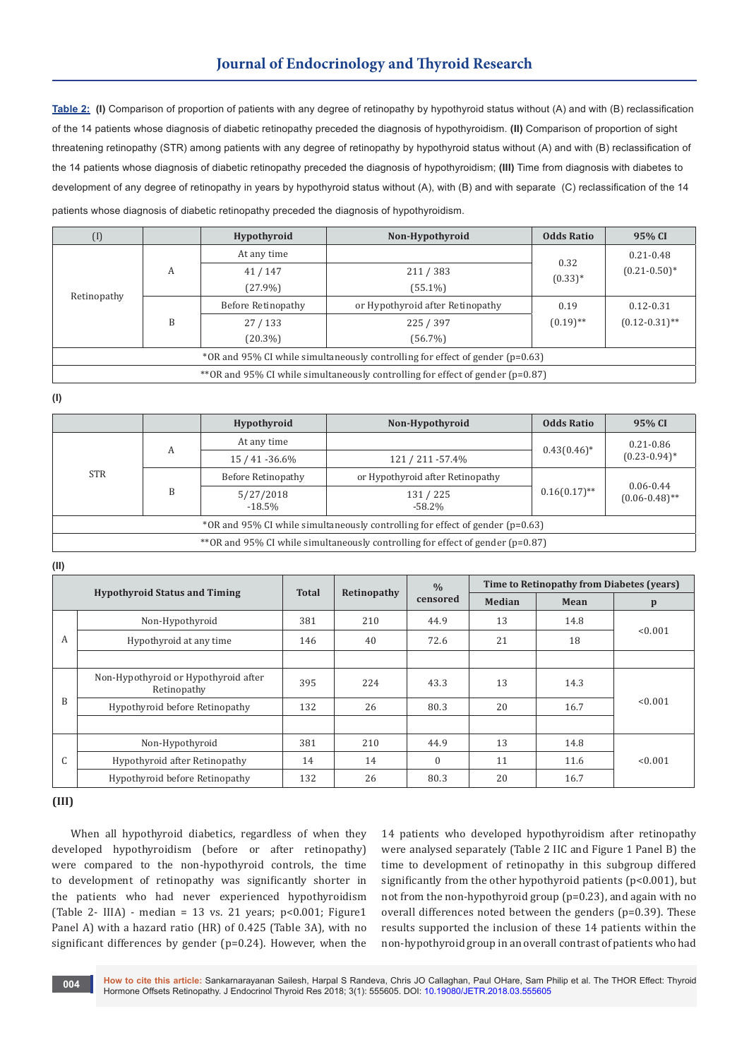**Table 2:** **(I)** Comparison of proportion of patients with any degree of retinopathy by hypothyroid status without (A) and with (B) reclassification of the 14 patients whose diagnosis of diabetic retinopathy preceded the diagnosis of hypothyroidism. **(II)** Comparison of proportion of sight threatening retinopathy (STR) among patients with any degree of retinopathy by hypothyroid status without (A) and with (B) reclassification of the 14 patients whose diagnosis of diabetic retinopathy preceded the diagnosis of hypothyroidism; **(III)** Time from diagnosis with diabetes to development of any degree of retinopathy in years by hypothyroid status without (A), with (B) and with separate (C) reclassification of the 14 patients whose diagnosis of diabetic retinopathy preceded the diagnosis of hypothyroidism.

| (I) | | Hypothyroid | Non-Hypothyroid | Odds Ratio | 95% CI |
|---|---|---|---|---|---|
| Retinopathy | A | At any time | | 0.32 (0.33)* | 0.21-0.48 (0.21-0.50)* |
| | | 41 / 147 (27.9%) | 211 / 383 (55.1%) | | |
| | B | Before Retinopathy | or Hypothyroid after Retinopathy | 0.19 (0.19)** | 0.12-0.31 (0.12-0.31)** |
| | | 27 / 133 (20.3%) | 225 / 397 (56.7%) | | |
| *OR and 95% CI while simultaneously controlling for effect of gender (p=0.63) | | | | | |
| **OR and 95% CI while simultaneously controlling for effect of gender (p=0.87) | | | | | |

**(I)**

| | | Hypothyroid | Non-Hypothyroid | Odds Ratio | 95% CI |
|---|---|---|---|---|---|
| STR | A | At any time | | 0.43(0.46)* | 0.21-0.86 (0.23-0.94)* |
| | | 15 / 41 -36.6% | 121 / 211 -57.4% | | |
| | B | Before Retinopathy | or Hypothyroid after Retinopathy | 0.16(0.17)** | 0.06-0.44 (0.06-0.48)** |
| | | 5/27/2018 -18.5% | 131 / 225 -58.2% | | |
| *OR and 95% CI while simultaneously controlling for effect of gender (p=0.63) | | | | | |
| **OR and 95% CI while simultaneously controlling for effect of gender (p=0.87) | | | | | |

**(II)**

| Hypothyroid Status and Timing | | Total | Retinopathy | % censored | Time to Retinopathy from Diabetes (years) | | |
|---|---|---|---|---|---|---|---|
| | | | | | Median | Mean | p |
| A | Non-Hypothyroid | 381 | 210 | 44.9 | 13 | 14.8 | <0.001 |
| | Hypothyroid at any time | 146 | 40 | 72.6 | 21 | 18 | |
| | | | | | | | |
| B | Non-Hypothyroid or Hypothyroid after Retinopathy | 395 | 224 | 43.3 | 13 | 14.3 | <0.001 |
| | Hypothyroid before Retinopathy | 132 | 26 | 80.3 | 20 | 16.7 | |
| | | | | | | | |
| C | Non-Hypothyroid | 381 | 210 | 44.9 | 13 | 14.8 | <0.001 |
| | Hypothyroid after Retinopathy | 14 | 14 | 0 | 11 | 11.6 | |
| | Hypothyroid before Retinopathy | 132 | 26 | 80.3 | 20 | 16.7 | |

**(III)**

When all hypothyroid diabetics, regardless of when they developed hypothyroidism (before or after retinopathy) were compared to the non-hypothyroid controls, the time to development of retinopathy was significantly shorter in the patients who had never experienced hypothyroidism (Table 2- IIIA) - median = 13 vs. 21 years; p<0.001; Figure1 Panel A) with a hazard ratio (HR) of 0.425 (Table 3A), with no significant differences by gender (p=0.24). However, when the 14 patients who developed hypothyroidism after retinopathy were analysed separately (Table 2 IIC and Figure 1 Panel B) the time to development of retinopathy in this subgroup differed significantly from the other hypothyroid patients (p<0.001), but not from the non-hypothyroid group (p=0.23), and again with no overall differences noted between the genders (p=0.39). These results supported the inclusion of these 14 patients within the non-hypothyroid group in an overall contrast of patients who had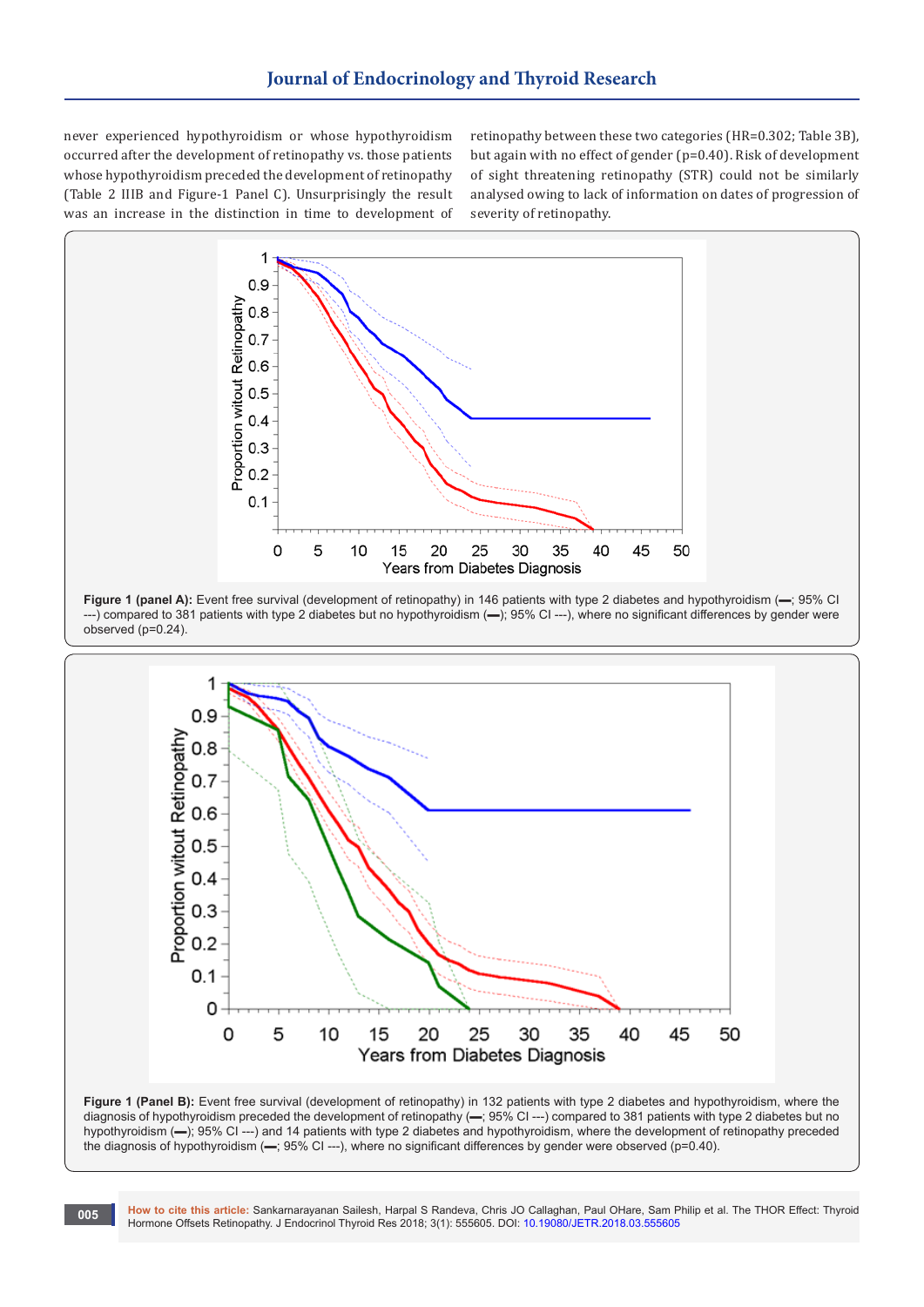never experienced hypothyroidism or whose hypothyroidism occurred after the development of retinopathy vs. those patients whose hypothyroidism preceded the development of retinopathy (Table 2 IIIB and Figure-1 Panel C). Unsurprisingly the result was an increase in the distinction in time to development of retinopathy between these two categories (HR=0.302; Table 3B), but again with no effect of gender (p=0.40). Risk of development of sight threatening retinopathy (STR) could not be similarly analysed owing to lack of information on dates of progression of severity of retinopathy.

**Figure 1 (panel A):** Event free survival (development of retinopathy) in 146 patients with type 2 diabetes and hypothyroidism (—; 95% CI ---) compared to 381 patients with type 2 diabetes but no hypothyroidism (—); 95% CI ---), where no significant differences by gender were observed (p=0.24).

**Figure 1 (Panel B):** Event free survival (development of retinopathy) in 132 patients with type 2 diabetes and hypothyroidism, where the diagnosis of hypothyroidism preceded the development of retinopathy (—; 95% CI ---) compared to 381 patients with type 2 diabetes but no hypothyroidism (—); 95% CI ---) and 14 patients with type 2 diabetes and hypothyroidism, where the development of retinopathy preceded the diagnosis of hypothyroidism (—; 95% CI ---), where no significant differences by gender were observed (p=0.40).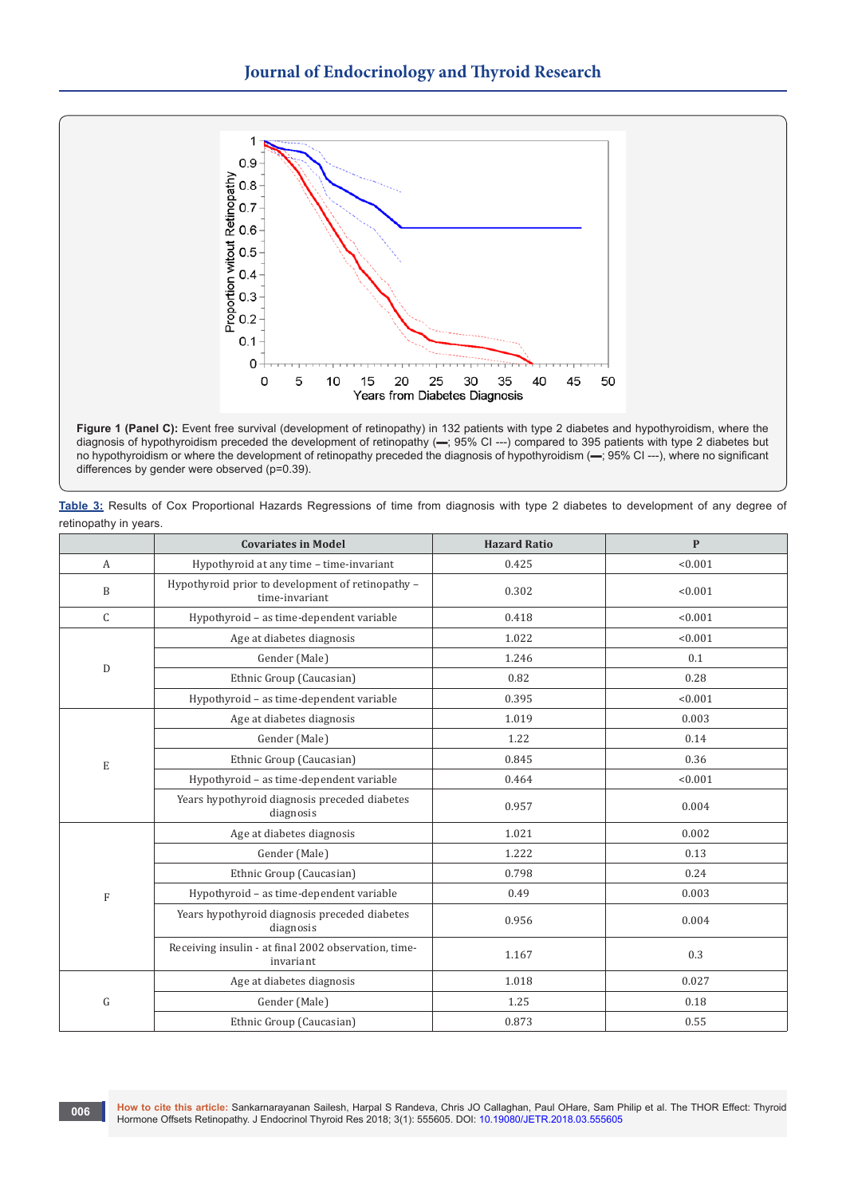**Figure 1 (Panel C):** Event free survival (development of retinopathy) in 132 patients with type 2 diabetes and hypothyroidism, where the diagnosis of hypothyroidism preceded the development of retinopathy (▬; 95% CI ---) compared to 395 patients with type 2 diabetes but no hypothyroidism or where the development of retinopathy preceded the diagnosis of hypothyroidism (▬; 95% CI ---), where no significant differences by gender were observed (p=0.39).

**Table 3:** Results of Cox Proportional Hazards Regressions of time from diagnosis with type 2 diabetes to development of any degree of retinopathy in years.

| | Covariates in Model | Hazard Ratio | P |
|---|---|---|---|
| A | Hypothyroid at any time – time-invariant | 0.425 | <0.001 |
| B | Hypothyroid prior to development of retinopathy – time-invariant | 0.302 | <0.001 |
| C | Hypothyroid – as time-dependent variable | 0.418 | <0.001 |
| D | Age at diabetes diagnosis | 1.022 | <0.001 |
| | Gender (Male) | 1.246 | 0.1 |
| | Ethnic Group (Caucasian) | 0.82 | 0.28 |
| | Hypothyroid – as time-dependent variable | 0.395 | <0.001 |
| E | Age at diabetes diagnosis | 1.019 | 0.003 |
| | Gender (Male) | 1.22 | 0.14 |
| | Ethnic Group (Caucasian) | 0.845 | 0.36 |
| | Hypothyroid – as time-dependent variable | 0.464 | <0.001 |
| | Years hypothyroid diagnosis preceded diabetes diagnosis | 0.957 | 0.004 |
| F | Age at diabetes diagnosis | 1.021 | 0.002 |
| | Gender (Male) | 1.222 | 0.13 |
| | Ethnic Group (Caucasian) | 0.798 | 0.24 |
| | Hypothyroid – as time-dependent variable | 0.49 | 0.003 |
| | Years hypothyroid diagnosis preceded diabetes diagnosis | 0.956 | 0.004 |
| | Receiving insulin - at final 2002 observation, time-invariant | 1.167 | 0.3 |
| G | Age at diabetes diagnosis | 1.018 | 0.027 |
| | Gender (Male) | 1.25 | 0.18 |
| | Ethnic Group (Caucasian) | 0.873 | 0.55 |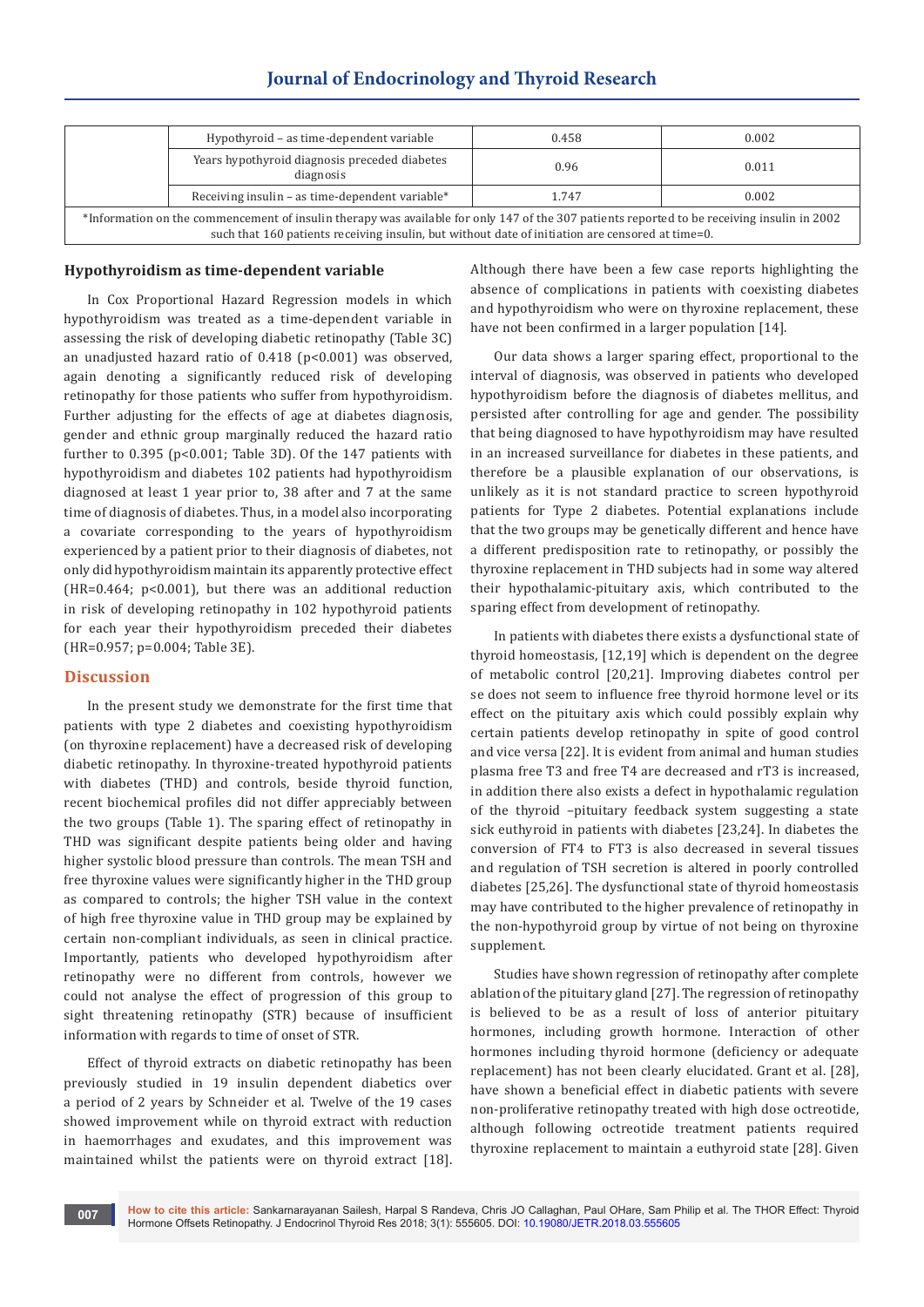| | | | |
|---|---|---|---|
| | Hypothyroid – as time-dependent variable | 0.458 | 0.002 |
| | Years hypothyroid diagnosis preceded diabetes diagnosis | 0.96 | 0.011 |
| | Receiving insulin – as time-dependent variable* | 1.747 | 0.002 |

*Information on the commencement of insulin therapy was available for only 147 of the 307 patients reported to be receiving insulin in 2002 such that 160 patients receiving insulin, but without date of initiation are censored at time=0.

### Hypothyroidism as time-dependent variable

In Cox Proportional Hazard Regression models in which hypothyroidism was treated as a time-dependent variable in assessing the risk of developing diabetic retinopathy (Table 3C) an unadjusted hazard ratio of 0.418 ($p<0.001$) was observed, again denoting a significantly reduced risk of developing retinopathy for those patients who suffer from hypothyroidism. Further adjusting for the effects of age at diabetes diagnosis, gender and ethnic group marginally reduced the hazard ratio further to 0.395 ($p<0.001$; Table 3D). Of the 147 patients with hypothyroidism and diabetes 102 patients had hypothyroidism diagnosed at least 1 year prior to, 38 after and 7 at the same time of diagnosis of diabetes. Thus, in a model also incorporating a covariate corresponding to the years of hypothyroidism experienced by a patient prior to their diagnosis of diabetes, not only did hypothyroidism maintain its apparently protective effect (HR=0.464; $p<0.001$), but there was an additional reduction in risk of developing retinopathy in 102 hypothyroid patients for each year their hypothyroidism preceded their diabetes (HR=0.957; $p=0.004$; Table 3E).

## Discussion

In the present study we demonstrate for the first time that patients with type 2 diabetes and coexisting hypothyroidism (on thyroxine replacement) have a decreased risk of developing diabetic retinopathy. In thyroxine-treated hypothyroid patients with diabetes (THD) and controls, beside thyroid function, recent biochemical profiles did not differ appreciably between the two groups (Table 1). The sparing effect of retinopathy in THD was significant despite patients being older and having higher systolic blood pressure than controls. The mean TSH and free thyroxine values were significantly higher in the THD group as compared to controls; the higher TSH value in the context of high free thyroxine value in THD group may be explained by certain non-compliant individuals, as seen in clinical practice. Importantly, patients who developed hypothyroidism after retinopathy were no different from controls, however we could not analyse the effect of progression of this group to sight threatening retinopathy (STR) because of insufficient information with regards to time of onset of STR.

Effect of thyroid extracts on diabetic retinopathy has been previously studied in 19 insulin dependent diabetics over a period of 2 years by Schneider et al. Twelve of the 19 cases showed improvement while on thyroid extract with reduction in haemorrhages and exudates, and this improvement was maintained whilst the patients were on thyroid extract [18]. Although there have been a few case reports highlighting the absence of complications in patients with coexisting diabetes and hypothyroidism who were on thyroxine replacement, these have not been confirmed in a larger population [14].

Our data shows a larger sparing effect, proportional to the interval of diagnosis, was observed in patients who developed hypothyroidism before the diagnosis of diabetes mellitus, and persisted after controlling for age and gender. The possibility that being diagnosed to have hypothyroidism may have resulted in an increased surveillance for diabetes in these patients, and therefore be a plausible explanation of our observations, is unlikely as it is not standard practice to screen hypothyroid patients for Type 2 diabetes. Potential explanations include that the two groups may be genetically different and hence have a different predisposition rate to retinopathy, or possibly the thyroxine replacement in THD subjects had in some way altered their hypothalamic-pituitary axis, which contributed to the sparing effect from development of retinopathy.

In patients with diabetes there exists a dysfunctional state of thyroid homeostasis, [12,19] which is dependent on the degree of metabolic control [20,21]. Improving diabetes control per se does not seem to influence free thyroid hormone level or its effect on the pituitary axis which could possibly explain why certain patients develop retinopathy in spite of good control and vice versa [22]. It is evident from animal and human studies plasma free T3 and free T4 are decreased and rT3 is increased, in addition there also exists a defect in hypothalamic regulation of the thyroid –pituitary feedback system suggesting a state sick euthyroid in patients with diabetes [23,24]. In diabetes the conversion of FT4 to FT3 is also decreased in several tissues and regulation of TSH secretion is altered in poorly controlled diabetes [25,26]. The dysfunctional state of thyroid homeostasis may have contributed to the higher prevalence of retinopathy in the non-hypothyroid group by virtue of not being on thyroxine supplement.

Studies have shown regression of retinopathy after complete ablation of the pituitary gland [27]. The regression of retinopathy is believed to be as a result of loss of anterior pituitary hormones, including growth hormone. Interaction of other hormones including thyroid hormone (deficiency or adequate replacement) has not been clearly elucidated. Grant et al. [28], have shown a beneficial effect in diabetic patients with severe non-proliferative retinopathy treated with high dose octreotide, although following octreotide treatment patients required thyroxine replacement to maintain a euthyroid state [28]. Given

**How to cite this article:** Sankarnarayanan Sailesh, Harpal S Randeva, Chris JO Callaghan, Paul OHare, Sam Philip et al. The THOR Effect: Thyroid Hormone Offsets Retinopathy. J Endocrinol Thyroid Res 2018; 3(1): 555605. DOI: 10.19080/JETR.2018.03.555605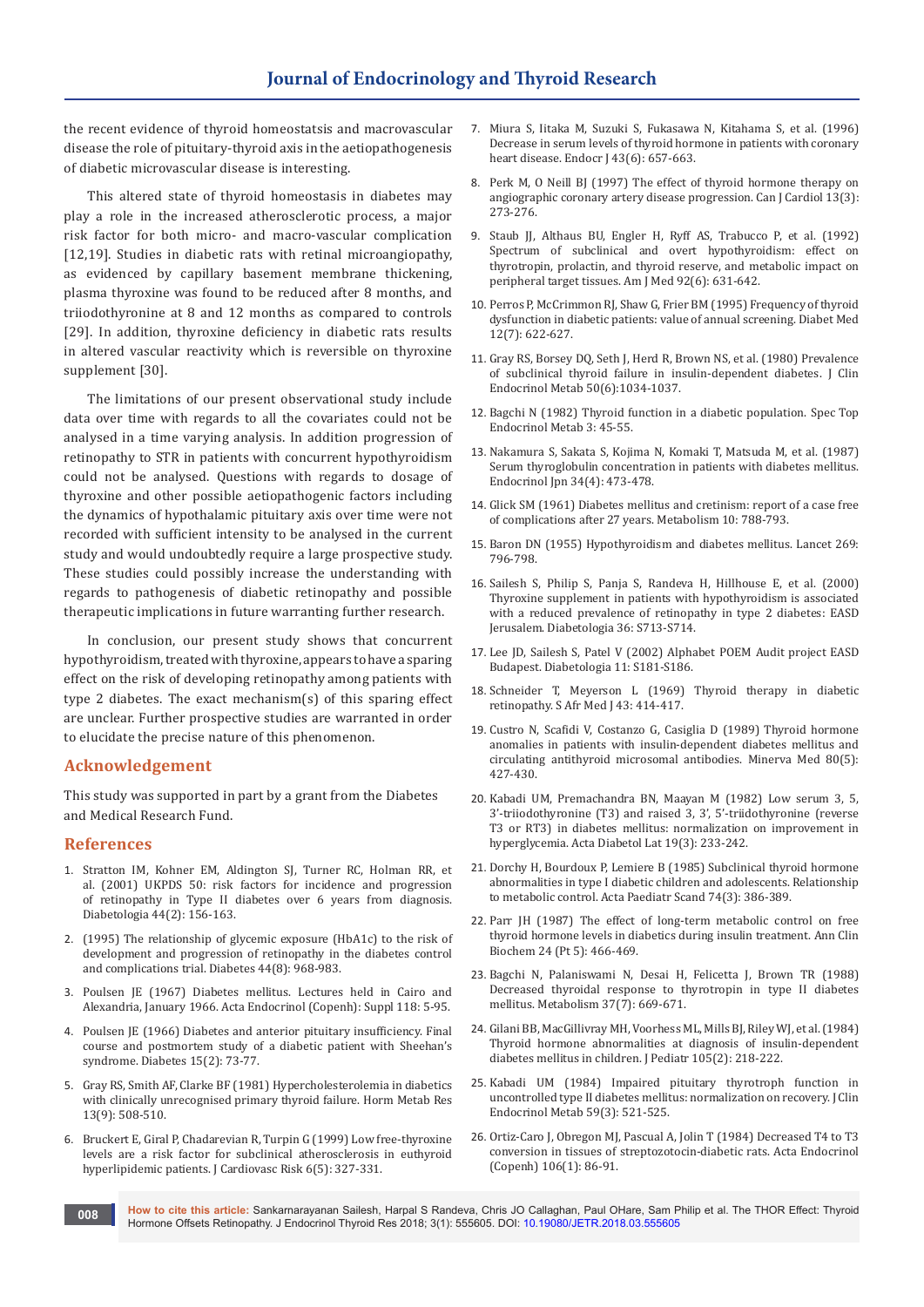the recent evidence of thyroid homeostatsis and macrovascular disease the role of pituitary-thyroid axis in the aetiopathogenesis of diabetic microvascular disease is interesting.

This altered state of thyroid homeostasis in diabetes may play a role in the increased atherosclerotic process, a major risk factor for both micro- and macro-vascular complication [12,19]. Studies in diabetic rats with retinal microangiopathy, as evidenced by capillary basement membrane thickening, plasma thyroxine was found to be reduced after 8 months, and triiodothyronine at 8 and 12 months as compared to controls [29]. In addition, thyroxine deficiency in diabetic rats results in altered vascular reactivity which is reversible on thyroxine supplement [30].

The limitations of our present observational study include data over time with regards to all the covariates could not be analysed in a time varying analysis. In addition progression of retinopathy to STR in patients with concurrent hypothyroidism could not be analysed. Questions with regards to dosage of thyroxine and other possible aetiopathogenic factors including the dynamics of hypothalamic pituitary axis over time were not recorded with sufficient intensity to be analysed in the current study and would undoubtedly require a large prospective study. These studies could possibly increase the understanding with regards to pathogenesis of diabetic retinopathy and possible therapeutic implications in future warranting further research.

In conclusion, our present study shows that concurrent hypothyroidism, treated with thyroxine, appears to have a sparing effect on the risk of developing retinopathy among patients with type 2 diabetes. The exact mechanism(s) of this sparing effect are unclear. Further prospective studies are warranted in order to elucidate the precise nature of this phenomenon.

## Acknowledgement

This study was supported in part by a grant from the Diabetes and Medical Research Fund.

## References

1. Stratton IM, Kohner EM, Aldington SJ, Turner RC, Holman RR, et al. (2001) UKPDS 50: risk factors for incidence and progression of retinopathy in Type II diabetes over 6 years from diagnosis. Diabetologia 44(2): 156-163.
2. (1995) The relationship of glycemic exposure (HbA1c) to the risk of development and progression of retinopathy in the diabetes control and complications trial. Diabetes 44(8): 968-983.
3. Poulsen JE (1967) Diabetes mellitus. Lectures held in Cairo and Alexandria, January 1966. Acta Endocrinol (Copenh): Suppl 118: 5-95.
4. Poulsen JE (1966) Diabetes and anterior pituitary insufficiency. Final course and postmortem study of a diabetic patient with Sheehan's syndrome. Diabetes 15(2): 73-77.
5. Gray RS, Smith AF, Clarke BF (1981) Hypercholesterolemia in diabetics with clinically unrecognised primary thyroid failure. Horm Metab Res 13(9): 508-510.
6. Bruckert E, Giral P, Chadarevian R, Turpin G (1999) Low free-thyroxine levels are a risk factor for subclinical atherosclerosis in euthyroid hyperlipidemic patients. J Cardiovasc Risk 6(5): 327-331.
7. Miura S, Iitaka M, Suzuki S, Fukasawa N, Kitahama S, et al. (1996) Decrease in serum levels of thyroid hormone in patients with coronary heart disease. Endocr J 43(6): 657-663.
8. Perk M, O Neill BJ (1997) The effect of thyroid hormone therapy on angiographic coronary artery disease progression. Can J Cardiol 13(3): 273-276.
9. Staub JJ, Althaus BU, Engler H, Ryff AS, Trabucco P, et al. (1992) Spectrum of subclinical and overt hypothyroidism: effect on thyrotropin, prolactin, and thyroid reserve, and metabolic impact on peripheral target tissues. Am J Med 92(6): 631-642.
10. Perros P, McCrimmon RJ, Shaw G, Frier BM (1995) Frequency of thyroid dysfunction in diabetic patients: value of annual screening. Diabet Med 12(7): 622-627.
11. Gray RS, Borsey DQ, Seth J, Herd R, Brown NS, et al. (1980) Prevalence of subclinical thyroid failure in insulin-dependent diabetes. J Clin Endocrinol Metab 50(6):1034-1037.
12. Bagchi N (1982) Thyroid function in a diabetic population. Spec Top Endocrinol Metab 3: 45-55.
13. Nakamura S, Sakata S, Kojima N, Komaki T, Matsuda M, et al. (1987) Serum thyroglobulin concentration in patients with diabetes mellitus. Endocrinol Jpn 34(4): 473-478.
14. Glick SM (1961) Diabetes mellitus and cretinism: report of a case free of complications after 27 years. Metabolism 10: 788-793.
15. Baron DN (1955) Hypothyroidism and diabetes mellitus. Lancet 269: 796-798.
16. Sailesh S, Philip S, Panja S, Randeva H, Hillhouse E, et al. (2000) Thyroxine supplement in patients with hypothyroidism is associated with a reduced prevalence of retinopathy in type 2 diabetes: EASD Jerusalem. Diabetologia 36: S713-S714.
17. Lee JD, Sailesh S, Patel V (2002) Alphabet POEM Audit project EASD Budapest. Diabetologia 11: S181-S186.
18. Schneider T, Meyerson L (1969) Thyroid therapy in diabetic retinopathy. S Afr Med J 43: 414-417.
19. Custro N, Scafidi V, Costanzo G, Casiglia D (1989) Thyroid hormone anomalies in patients with insulin-dependent diabetes mellitus and circulating antithyroid microsomal antibodies. Minerva Med 80(5): 427-430.
20. Kabadi UM, Premachandra BN, Maayan M (1982) Low serum 3, 5, 3'-triiodothyronine (T3) and raised 3, 3', 5'-triiodothyronine (reverse T3 or RT3) in diabetes mellitus: normalization on improvement in hyperglycemia. Acta Diabetol Lat 19(3): 233-242.
21. Dorchy H, Bourdoux P, Lemiere B (1985) Subclinical thyroid hormone abnormalities in type I diabetic children and adolescents. Relationship to metabolic control. Acta Paediatr Scand 74(3): 386-389.
22. Parr JH (1987) The effect of long-term metabolic control on free thyroid hormone levels in diabetics during insulin treatment. Ann Clin Biochem 24 (Pt 5): 466-469.
23. Bagchi N, Palaniswami N, Desai H, Felicetta J, Brown TR (1988) Decreased thyroidal response to thyrotropin in type II diabetes mellitus. Metabolism 37(7): 669-671.
24. Gilani BB, MacGillivray MH, Voorhess ML, Mills BJ, Riley WJ, et al. (1984) Thyroid hormone abnormalities at diagnosis of insulin-dependent diabetes mellitus in children. J Pediatr 105(2): 218-222.
25. Kabadi UM (1984) Impaired pituitary thyrotroph function in uncontrolled type II diabetes mellitus: normalization on recovery. J Clin Endocrinol Metab 59(3): 521-525.
26. Ortiz-Caro J, Obregon MJ, Pascual A, Jolin T (1984) Decreased T4 to T3 conversion in tissues of streptozotocin-diabetic rats. Acta Endocrinol (Copenh) 106(1): 86-91.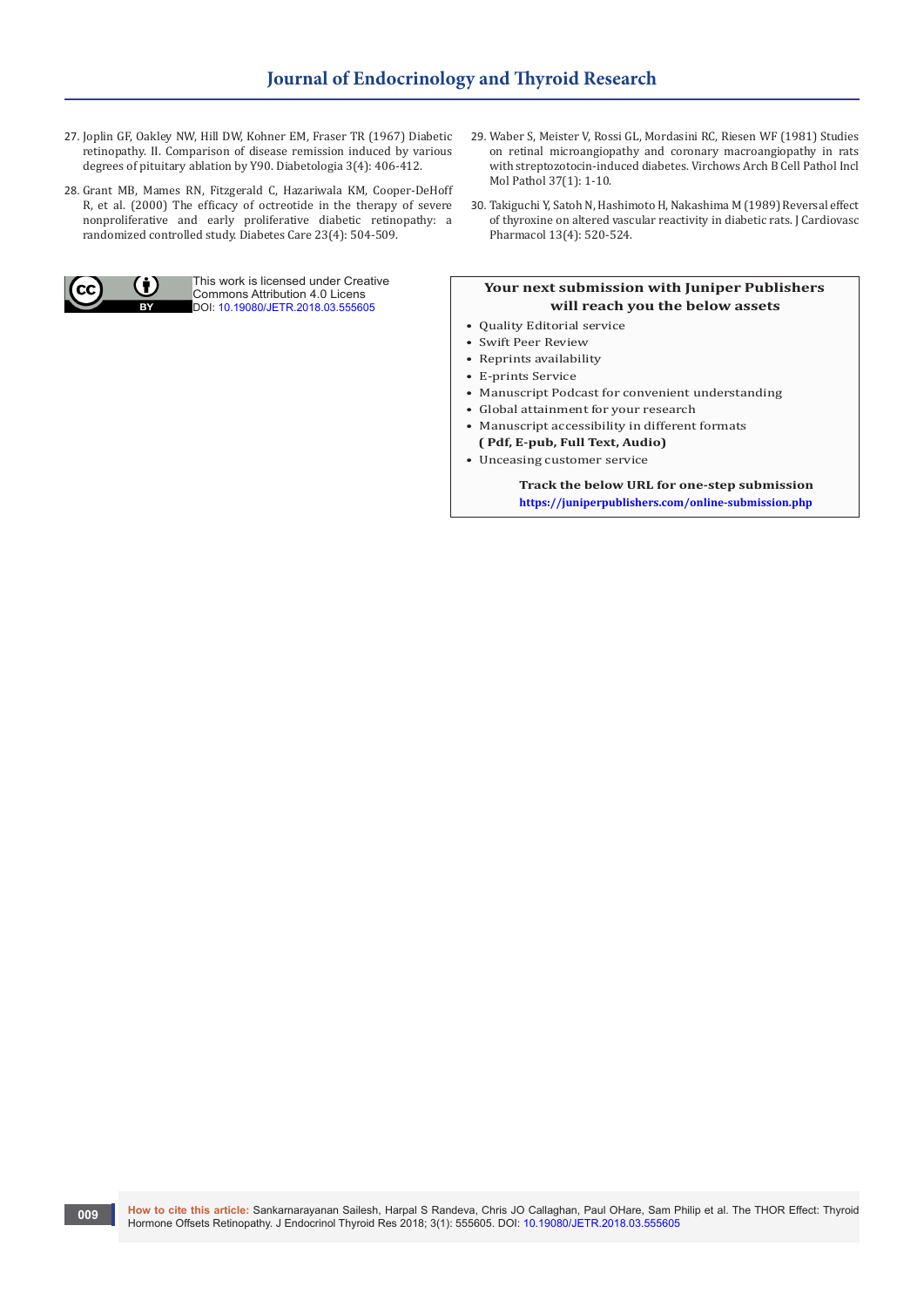27. Joplin GF, Oakley NW, Hill DW, Kohner EM, Fraser TR (1967) Diabetic retinopathy. II. Comparison of disease remission induced by various degrees of pituitary ablation by Y90. Diabetologia 3(4): 406-412.
28. Grant MB, Mames RN, Fitzgerald C, Hazariwala KM, Cooper-DeHoff R, et al. (2000) The efficacy of octreotide in the therapy of severe nonproliferative and early proliferative diabetic retinopathy: a randomized controlled study. Diabetes Care 23(4): 504-509.
29. Waber S, Meister V, Rossi GL, Mordasini RC, Riesen WF (1981) Studies on retinal microangiopathy and coronary macroangiopathy in rats with streptozotocin-induced diabetes. Virchows Arch B Cell Pathol Incl Mol Pathol 37(1): 1-10.
30. Takiguchi Y, Satoh N, Hashimoto H, Nakashima M (1989) Reversal effect of thyroxine on altered vascular reactivity in diabetic rats. J Cardiovasc Pharmacol 13(4): 520-524.

This work is licensed under Creative Commons Attribution 4.0 Licens
DOI: 10.19080/JETR.2018.03.555605

**Your next submission with Juniper Publishers will reach you the below assets**

- Quality Editorial service
- Swift Peer Review
- Reprints availability
- E-prints Service
- Manuscript Podcast for convenient understanding
- Global attainment for your research
- Manuscript accessibility in different formats **( Pdf, E-pub, Full Text, Audio)**
- Unceasing customer service

**Track the below URL for one-step submission**
**https://juniperpublishers.com/online-submission.php**

**How to cite this article:** Sankarnarayanan Sailesh, Harpal S Randeva, Chris JO Callaghan, Paul OHare, Sam Philip et al. The THOR Effect: Thyroid Hormone Offsets Retinopathy. J Endocrinol Thyroid Res 2018; 3(1): 555605. DOI: 10.19080/JETR.2018.03.555605